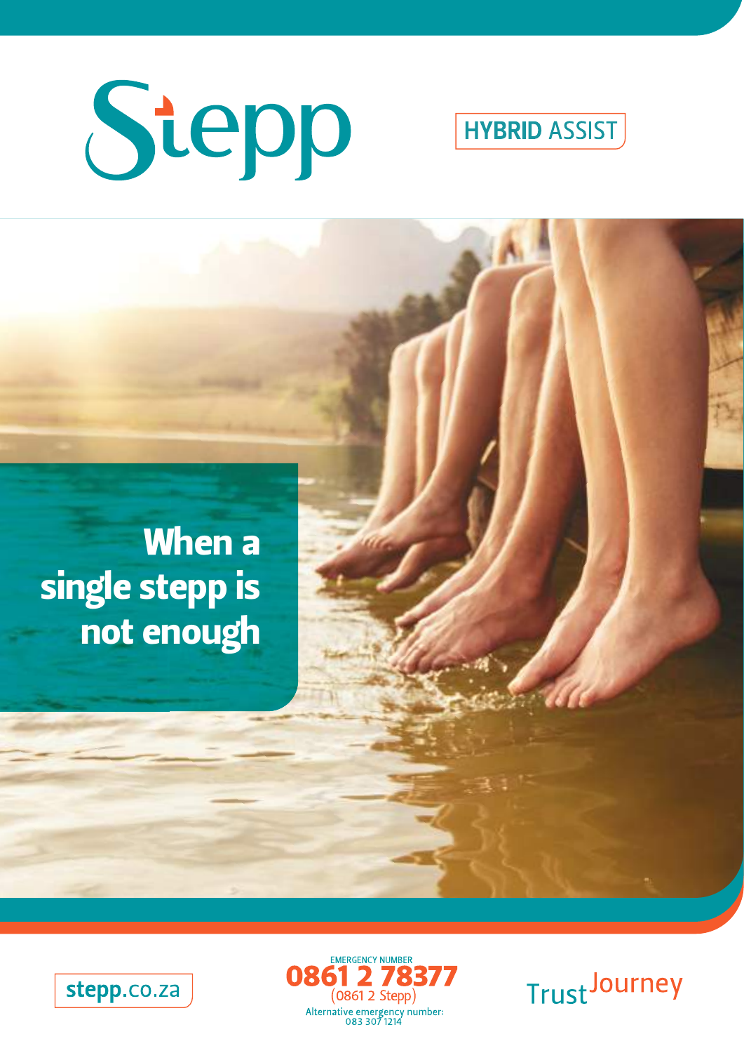# Stepp

HYBRID ASSIST

## When a single stepp is not enough

stepp.co.za

EMERGENCY NUMBER
**0861 2 78377**
(0861 2 Stepp)
Alternative emergency number:
083 307 1214

Trust Journey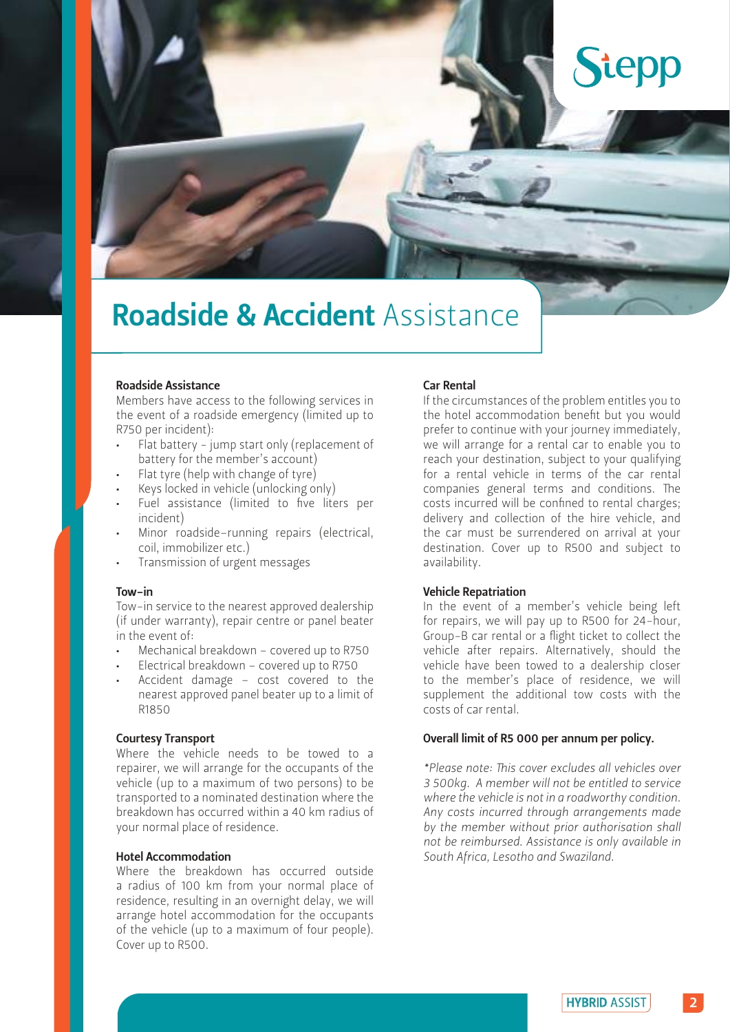# **Roadside & Accident** Assistance

### Roadside Assistance

Members have access to the following services in the event of a roadside emergency (limited up to R750 per incident):

- Flat battery - jump start only (replacement of battery for the member's account)
- Flat tyre (help with change of tyre)
- Keys locked in vehicle (unlocking only)
- Fuel assistance (limited to five liters per incident)
- Minor roadside-running repairs (electrical, coil, immobilizer etc.)
- Transmission of urgent messages

### Tow-in

Tow-in service to the nearest approved dealership (if under warranty), repair centre or panel beater in the event of:

- Mechanical breakdown – covered up to R750
- Electrical breakdown – covered up to R750
- Accident damage – cost covered to the nearest approved panel beater up to a limit of R1850

### Courtesy Transport

Where the vehicle needs to be towed to a repairer, we will arrange for the occupants of the vehicle (up to a maximum of two persons) to be transported to a nominated destination where the breakdown has occurred within a 40 km radius of your normal place of residence.

### Hotel Accommodation

Where the breakdown has occurred outside a radius of 100 km from your normal place of residence, resulting in an overnight delay, we will arrange hotel accommodation for the occupants of the vehicle (up to a maximum of four people). Cover up to R500.

### Car Rental

If the circumstances of the problem entitles you to the hotel accommodation benefit but you would prefer to continue with your journey immediately, we will arrange for a rental car to enable you to reach your destination, subject to your qualifying for a rental vehicle in terms of the car rental companies general terms and conditions. The costs incurred will be confined to rental charges; delivery and collection of the hire vehicle, and the car must be surrendered on arrival at your destination. Cover up to R500 and subject to availability.

### Vehicle Repatriation

In the event of a member's vehicle being left for repairs, we will pay up to R500 for 24-hour, Group-B car rental or a flight ticket to collect the vehicle after repairs. Alternatively, should the vehicle have been towed to a dealership closer to the member's place of residence, we will supplement the additional tow costs with the costs of car rental.

**Overall limit of R5 000 per annum per policy.**

*\*Please note: This cover excludes all vehicles over 3 500kg. A member will not be entitled to service where the vehicle is not in a roadworthy condition. Any costs incurred through arrangements made by the member without prior authorisation shall not be reimbursed. Assistance is only available in South Africa, Lesotho and Swaziland.*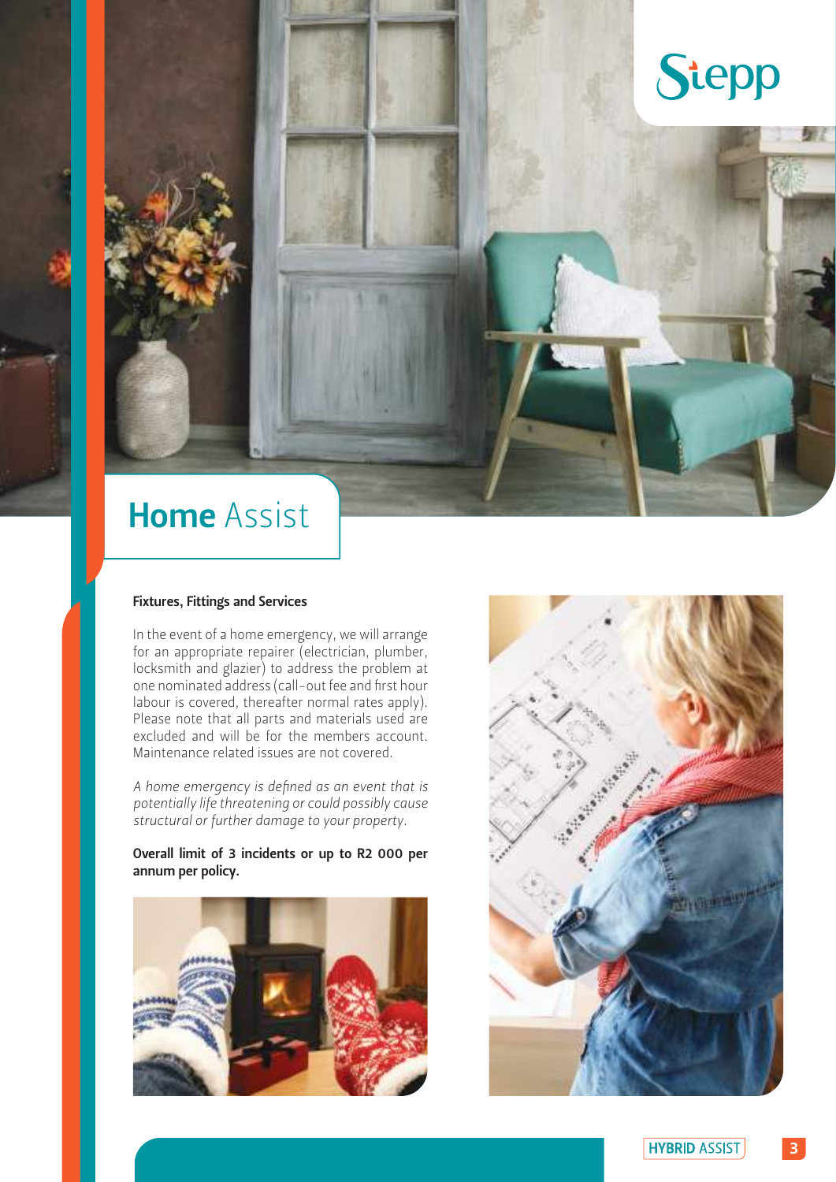# **Home** Assist

### Fixtures, Fittings and Services

In the event of a home emergency, we will arrange for an appropriate repairer (electrician, plumber, locksmith and glazier) to address the problem at one nominated address (call-out fee and first hour labour is covered, thereafter normal rates apply). Please note that all parts and materials used are excluded and will be for the members account. Maintenance related issues are not covered.

*A home emergency is defined as an event that is potentially life threatening or could possibly cause structural or further damage to your property.*

**Overall limit of 3 incidents or up to R2 000 per annum per policy.**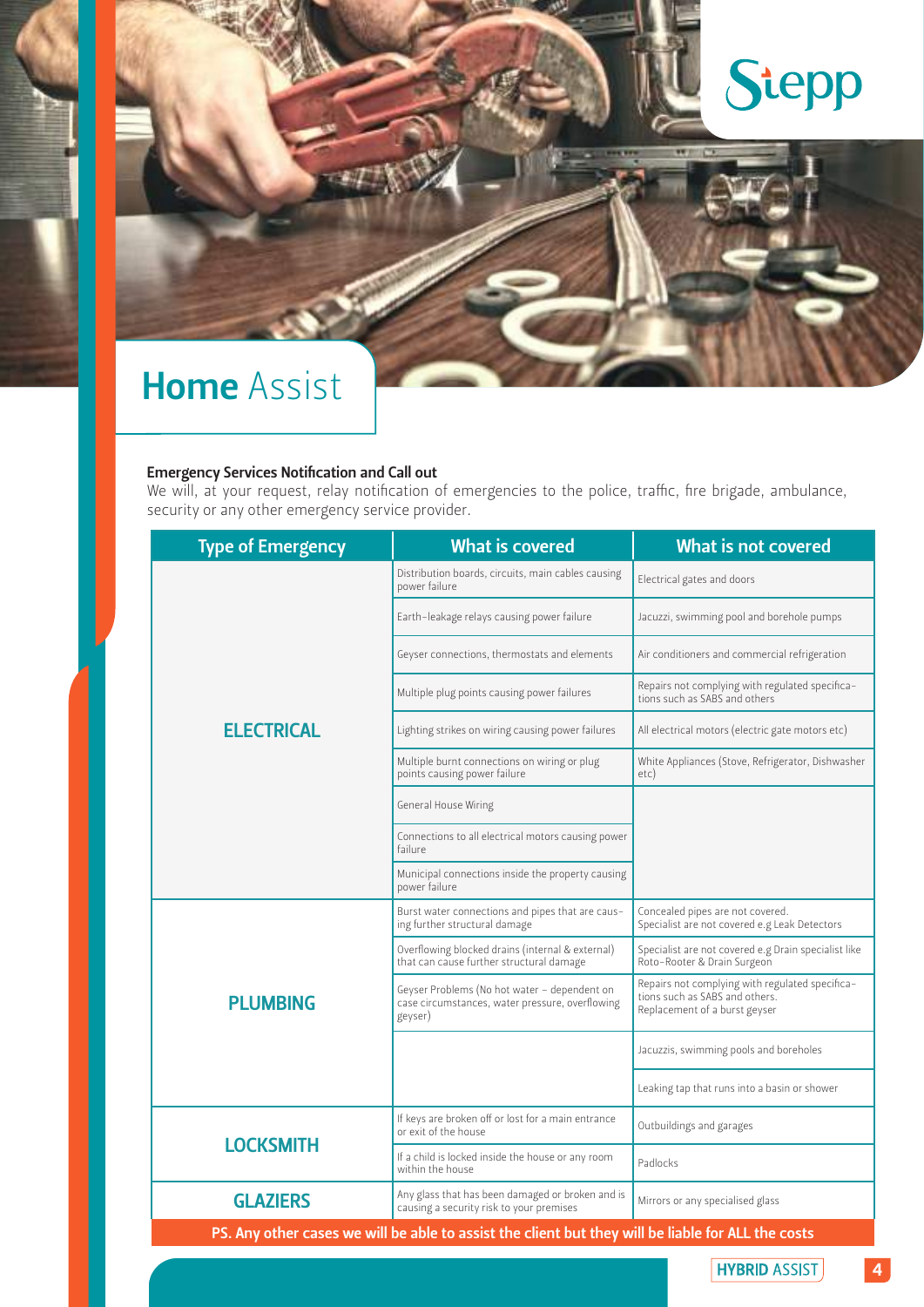# Home Assist

**Emergency Services Notification and Call out**
We will, at your request, relay notification of emergencies to the police, traffic, fire brigade, ambulance, security or any other emergency service provider.

| Type of Emergency | What is covered | What is not covered |
|---|---|---|
| ELECTRICAL | Distribution boards, circuits, main cables causing power failure | Electrical gates and doors |
| | Earth-leakage relays causing power failure | Jacuzzi, swimming pool and borehole pumps |
| | Geyser connections, thermostats and elements | Air conditioners and commercial refrigeration |
| | Multiple plug points causing power failures | Repairs not complying with regulated specifications such as SABS and others |
| | Lighting strikes on wiring causing power failures | All electrical motors (electric gate motors etc) |
| | Multiple burnt connections on wiring or plug points causing power failure | White Appliances (Stove, Refrigerator, Dishwasher etc) |
| | General House Wiring | |
| | Connections to all electrical motors causing power failure | |
| | Municipal connections inside the property causing power failure | |
| PLUMBING | Burst water connections and pipes that are causing further structural damage | Concealed pipes are not covered. Specialist are not covered e.g Leak Detectors |
| | Overflowing blocked drains (internal & external) that can cause further structural damage | Specialist are not covered e.g Drain specialist like Roto-Rooter & Drain Surgeon |
| | Geyser Problems (No hot water - dependent on case circumstances, water pressure, overflowing geyser) | Repairs not complying with regulated specifications such as SABS and others. Replacement of a burst geyser |
| | | Jacuzzis, swimming pools and boreholes |
| | | Leaking tap that runs into a basin or shower |
| LOCKSMITH | If keys are broken off or lost for a main entrance or exit of the house | Outbuildings and garages |
| | If a child is locked inside the house or any room within the house | Padlocks |
| GLAZIERS | Any glass that has been damaged or broken and is causing a security risk to your premises | Mirrors or any specialised glass |

**PS. Any other cases we will be able to assist the client but they will be liable for ALL the costs**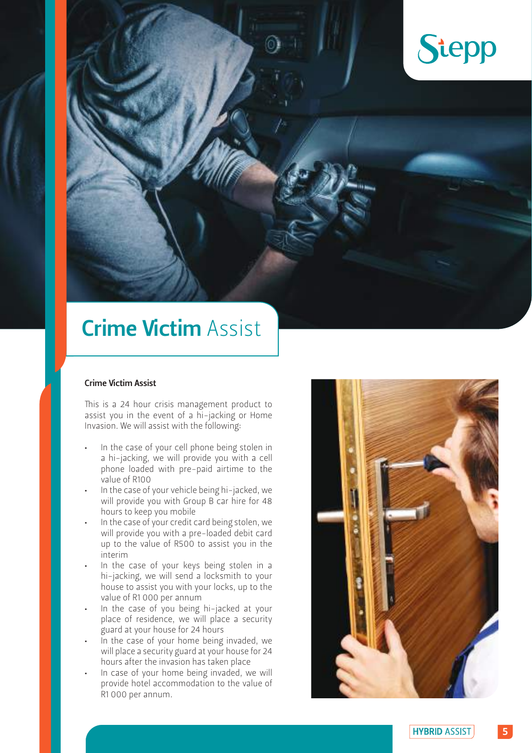# Crime Victim Assist

### Crime Victim Assist

This is a 24 hour crisis management product to assist you in the event of a hi-jacking or Home Invasion. We will assist with the following:

- In the case of your cell phone being stolen in a hi-jacking, we will provide you with a cell phone loaded with pre-paid airtime to the value of R100
- In the case of your vehicle being hi-jacked, we will provide you with Group B car hire for 48 hours to keep you mobile
- In the case of your credit card being stolen, we will provide you with a pre-loaded debit card up to the value of R500 to assist you in the interim
- In the case of your keys being stolen in a hi-jacking, we will send a locksmith to your house to assist you with your locks, up to the value of R1 000 per annum
- In the case of you being hi-jacked at your place of residence, we will place a security guard at your house for 24 hours
- In the case of your home being invaded, we will place a security guard at your house for 24 hours after the invasion has taken place
- In case of your home being invaded, we will provide hotel accommodation to the value of R1 000 per annum.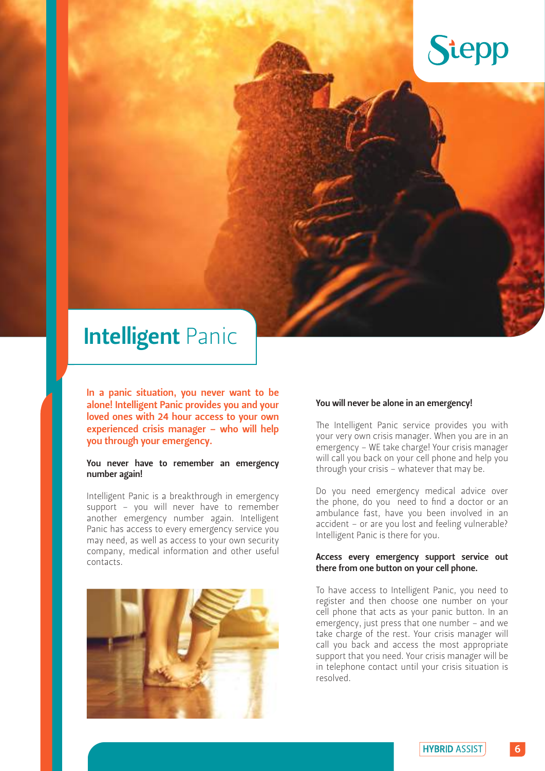# Intelligent Panic

**In a panic situation, you never want to be alone! Intelligent Panic provides you and your loved ones with 24 hour access to your own experienced crisis manager – who will help you through your emergency.**

**You never have to remember an emergency number again!**

Intelligent Panic is a breakthrough in emergency support – you will never have to remember another emergency number again. Intelligent Panic has access to every emergency service you may need, as well as access to your own security company, medical information and other useful contacts.

**You will never be alone in an emergency!**

The Intelligent Panic service provides you with your very own crisis manager. When you are in an emergency – WE take charge! Your crisis manager will call you back on your cell phone and help you through your crisis – whatever that may be.

Do you need emergency medical advice over the phone, do you need to find a doctor or an ambulance fast, have you been involved in an accident – or are you lost and feeling vulnerable? Intelligent Panic is there for you.

**Access every emergency support service out there from one button on your cell phone.**

To have access to Intelligent Panic, you need to register and then choose one number on your cell phone that acts as your panic button. In an emergency, just press that one number – and we take charge of the rest. Your crisis manager will call you back and access the most appropriate support that you need. Your crisis manager will be in telephone contact until your crisis situation is resolved.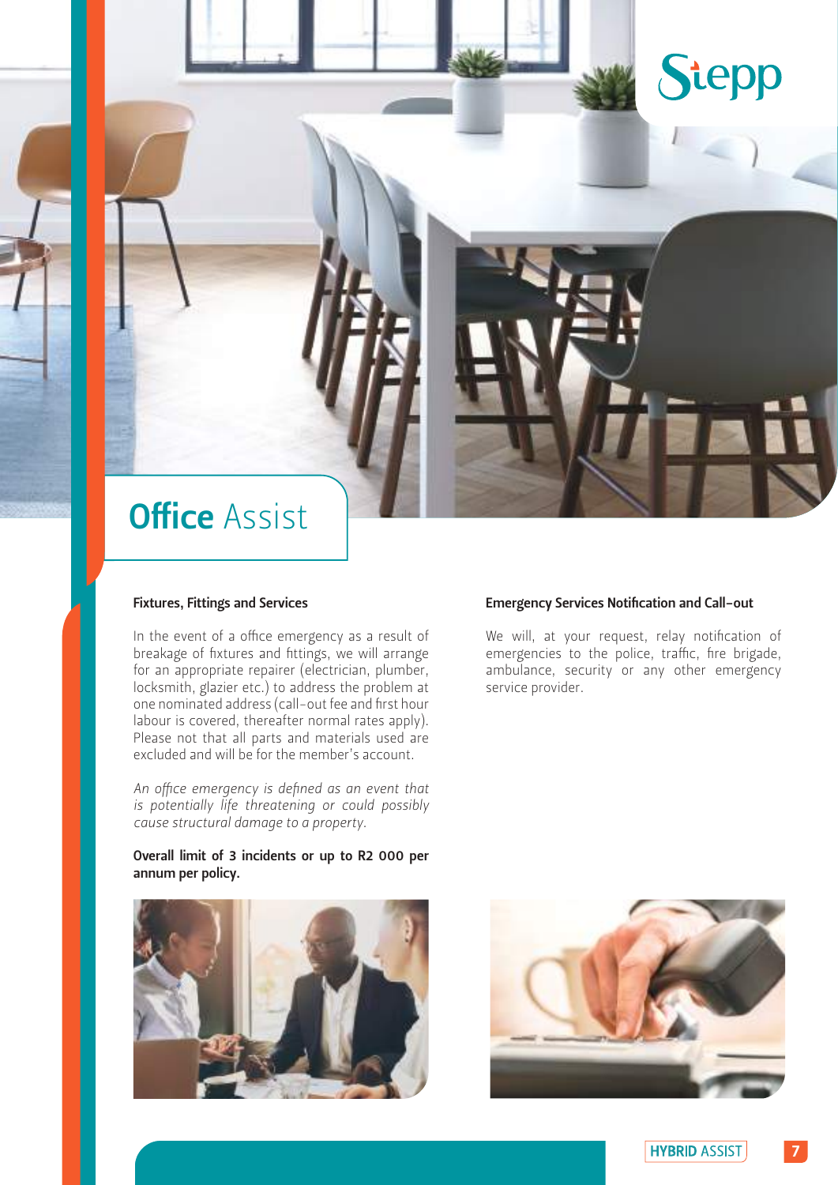# **Office** Assist

### Fixtures, Fittings and Services

In the event of a office emergency as a result of breakage of fixtures and fittings, we will arrange for an appropriate repairer (electrician, plumber, locksmith, glazier etc.) to address the problem at one nominated address (call-out fee and first hour labour is covered, thereafter normal rates apply). Please not that all parts and materials used are excluded and will be for the member's account.

*An office emergency is defined as an event that is potentially life threatening or could possibly cause structural damage to a property.*

**Overall limit of 3 incidents or up to R2 000 per annum per policy.**

### Emergency Services Notification and Call-out

We will, at your request, relay notification of emergencies to the police, traffic, fire brigade, ambulance, security or any other emergency service provider.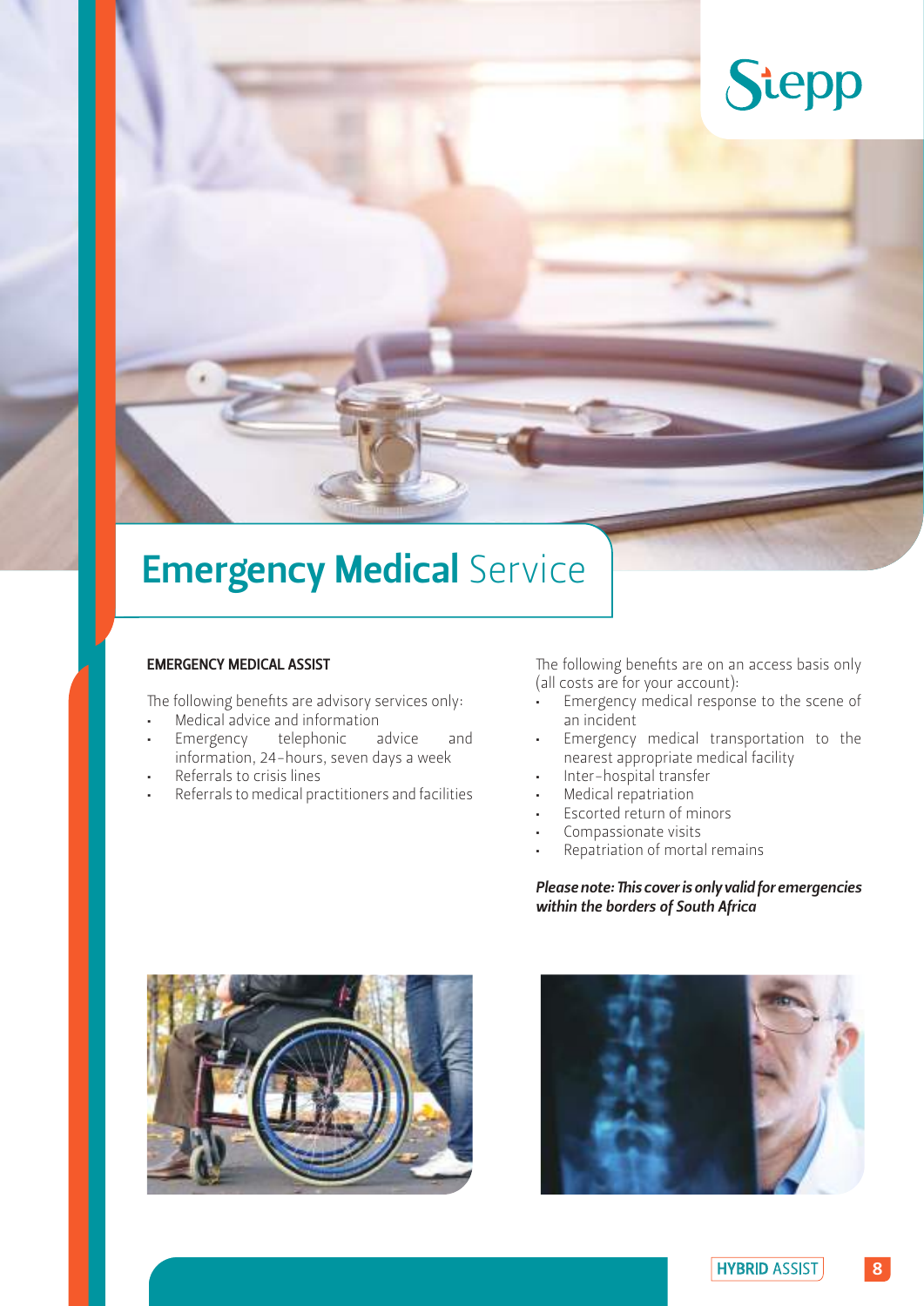# **Emergency Medical** Service

### EMERGENCY MEDICAL ASSIST

The following benefits are advisory services only:

- Medical advice and information
- Emergency telephonic advice and information, 24-hours, seven days a week
- Referrals to crisis lines
- Referrals to medical practitioners and facilities

The following benefits are on an access basis only (all costs are for your account):

- Emergency medical response to the scene of an incident
- Emergency medical transportation to the nearest appropriate medical facility
- Inter-hospital transfer
- Medical repatriation
- Escorted return of minors
- Compassionate visits
- Repatriation of mortal remains

***Please note: This cover is only valid for emergencies within the borders of South Africa***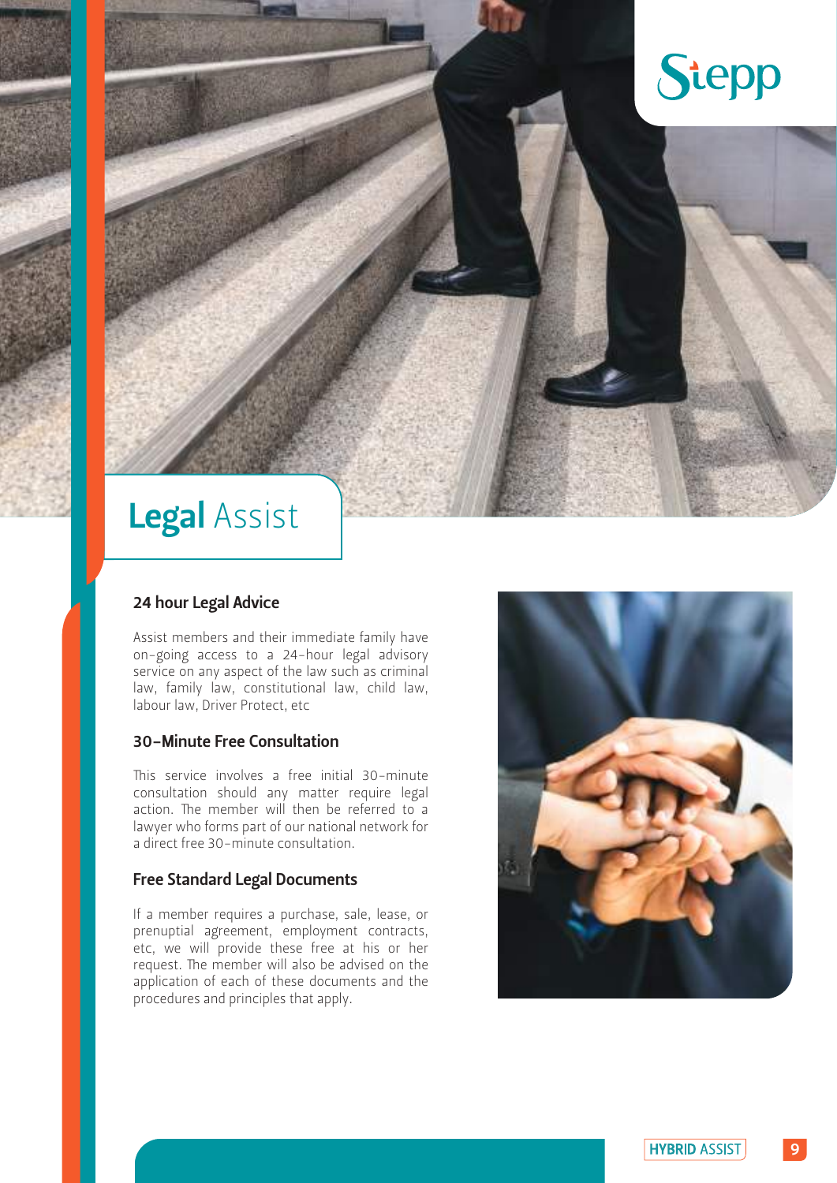# Legal Assist

## 24 hour Legal Advice

Assist members and their immediate family have on-going access to a 24-hour legal advisory service on any aspect of the law such as criminal law, family law, constitutional law, child law, labour law, Driver Protect, etc

## 30-Minute Free Consultation

This service involves a free initial 30-minute consultation should any matter require legal action. The member will then be referred to a lawyer who forms part of our national network for a direct free 30-minute consultation.

## Free Standard Legal Documents

If a member requires a purchase, sale, lease, or prenuptial agreement, employment contracts, etc, we will provide these free at his or her request. The member will also be advised on the application of each of these documents and the procedures and principles that apply.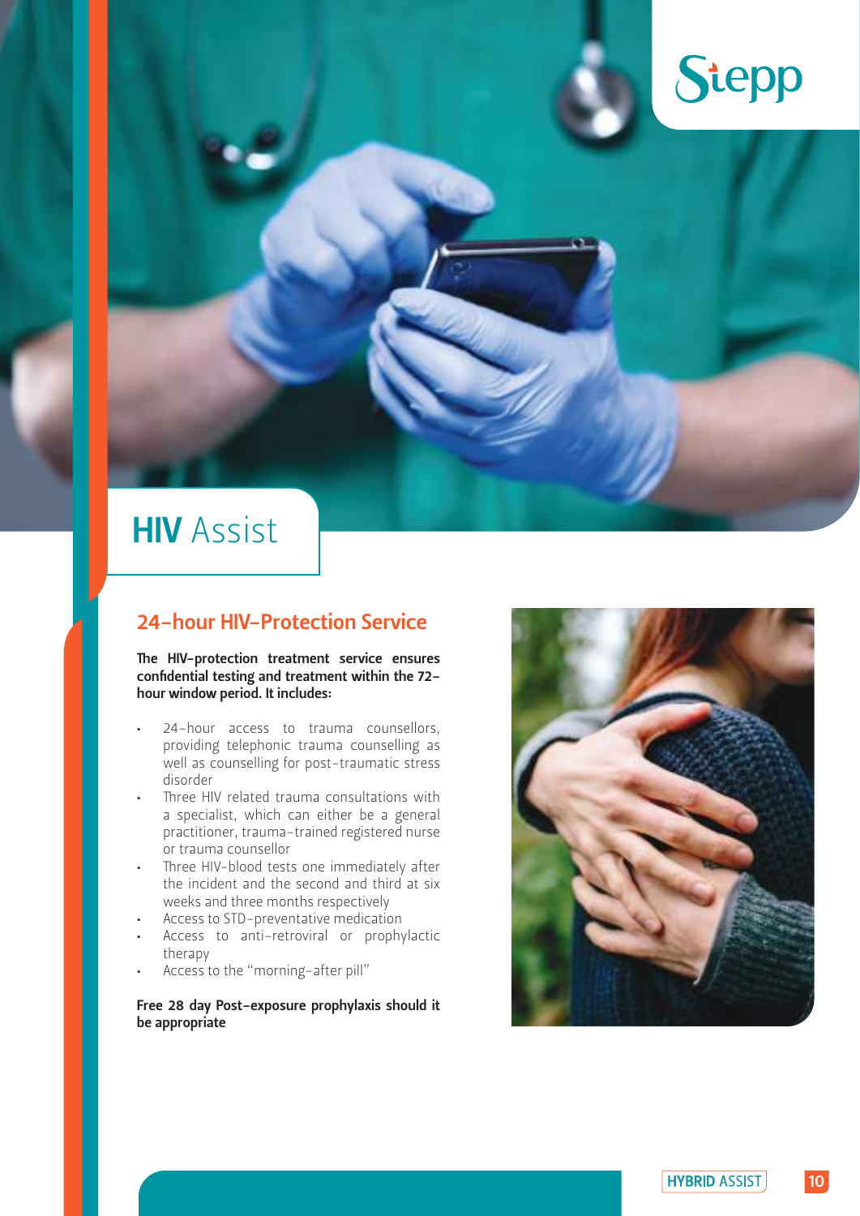# HIV Assist

## 24-hour HIV-Protection Service

**The HIV-protection treatment service ensures confidential testing and treatment within the 72-hour window period. It includes:**

- 24-hour access to trauma counsellors, providing telephonic trauma counselling as well as counselling for post-traumatic stress disorder
- Three HIV related trauma consultations with a specialist, which can either be a general practitioner, trauma-trained registered nurse or trauma counsellor
- Three HIV-blood tests one immediately after the incident and the second and third at six weeks and three months respectively
- Access to STD-preventative medication
- Access to anti-retroviral or prophylactic therapy
- Access to the "morning-after pill"

**Free 28 day Post-exposure prophylaxis should it be appropriate**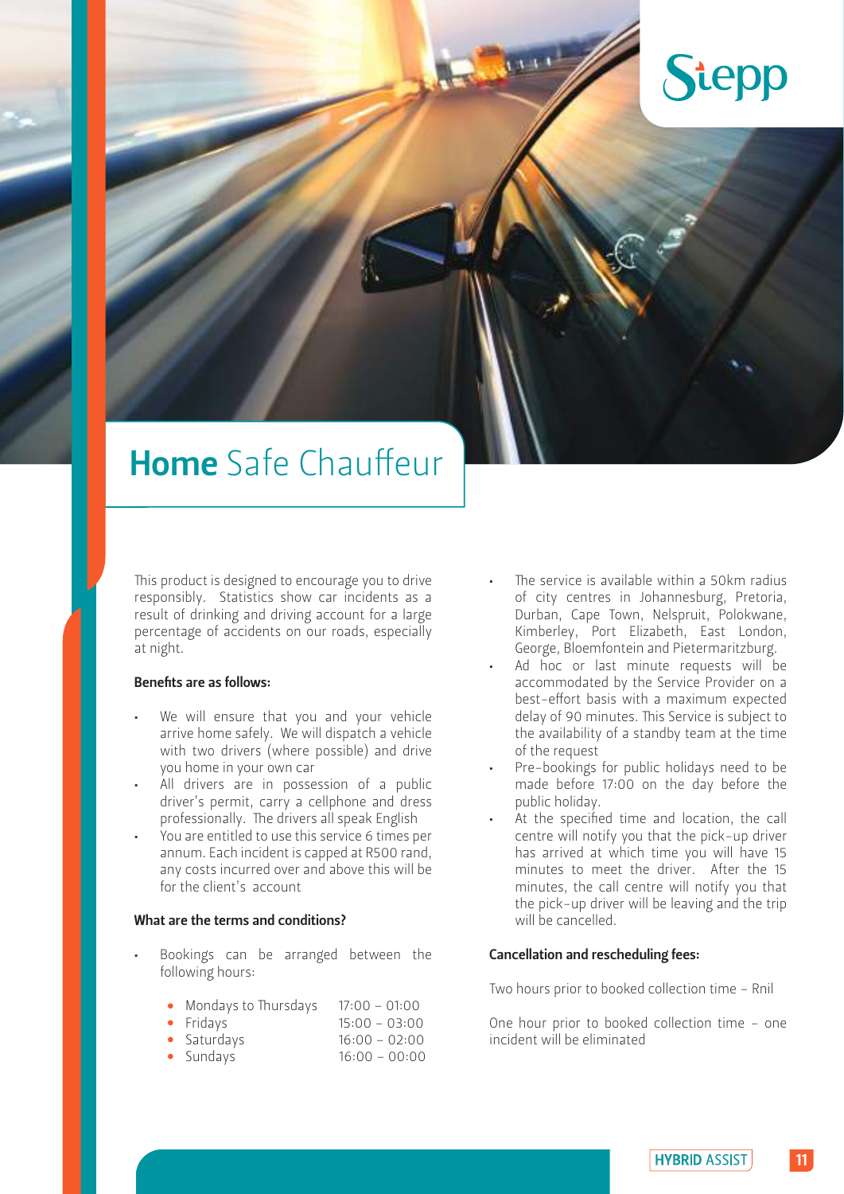# **Home** Safe Chauffeur

This product is designed to encourage you to drive responsibly. Statistics show car incidents as a result of drinking and driving account for a large percentage of accidents on our roads, especially at night.

**Benefits are as follows:**

- We will ensure that you and your vehicle arrive home safely. We will dispatch a vehicle with two drivers (where possible) and drive you home in your own car
- All drivers are in possession of a public driver's permit, carry a cellphone and dress professionally. The drivers all speak English
- You are entitled to use this service 6 times per annum. Each incident is capped at R500 rand, any costs incurred over and above this will be for the client's account

**What are the terms and conditions?**

- Bookings can be arranged between the following hours:
  - Mondays to Thursdays 17:00 – 01:00
  - Fridays 15:00 – 03:00
  - Saturdays 16:00 – 02:00
  - Sundays 16:00 – 00:00
- The service is available within a 50km radius of city centres in Johannesburg, Pretoria, Durban, Cape Town, Nelspruit, Polokwane, Kimberley, Port Elizabeth, East London, George, Bloemfontein and Pietermaritzburg.
- Ad hoc or last minute requests will be accommodated by the Service Provider on a best-effort basis with a maximum expected delay of 90 minutes. This Service is subject to the availability of a standby team at the time of the request
- Pre-bookings for public holidays need to be made before 17:00 on the day before the public holiday.
- At the specified time and location, the call centre will notify you that the pick-up driver has arrived at which time you will have 15 minutes to meet the driver. After the 15 minutes, the call centre will notify you that the pick-up driver will be leaving and the trip will be cancelled.

**Cancellation and rescheduling fees:**

Two hours prior to booked collection time – Rnil

One hour prior to booked collection time – one incident will be eliminated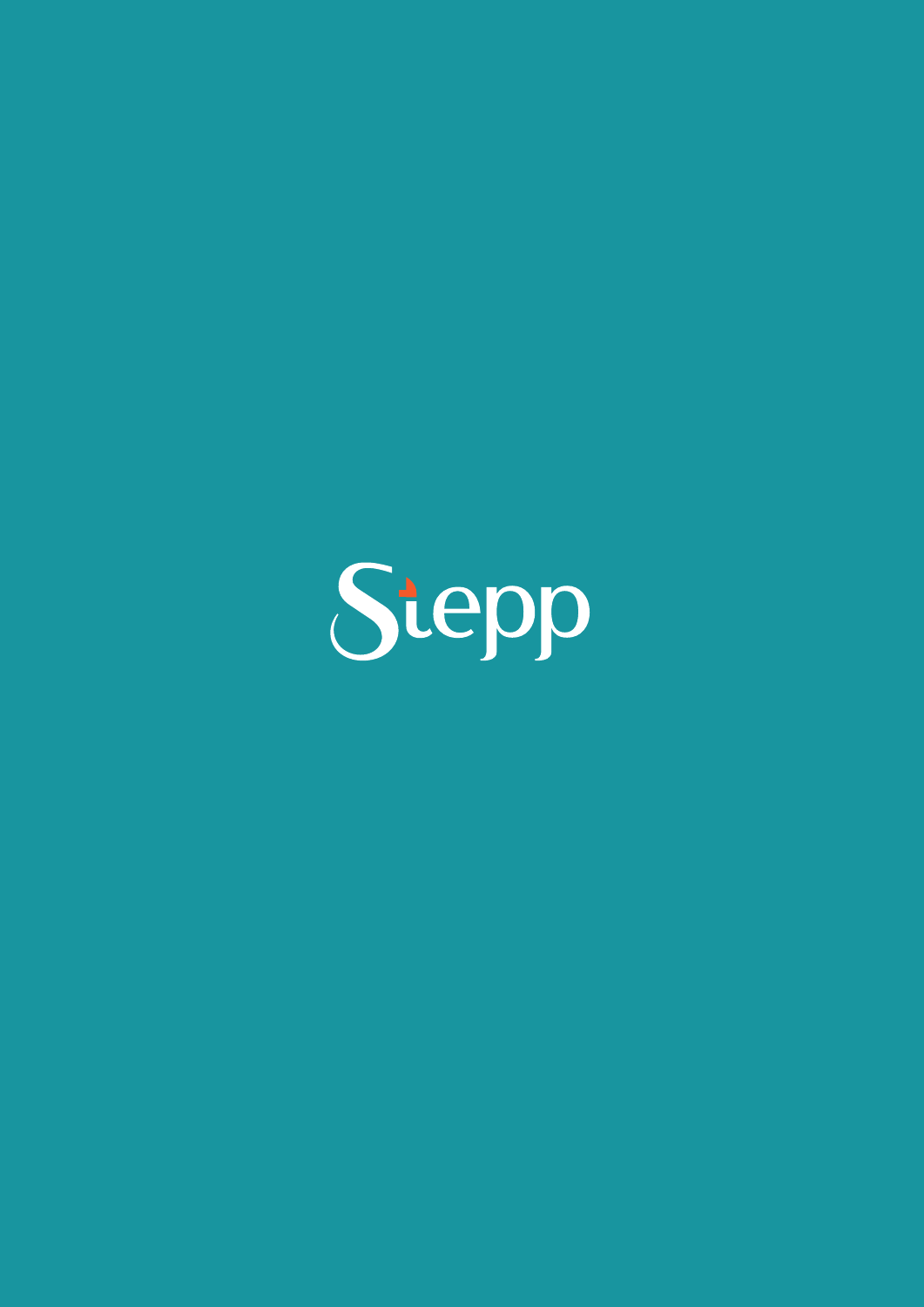Stepp